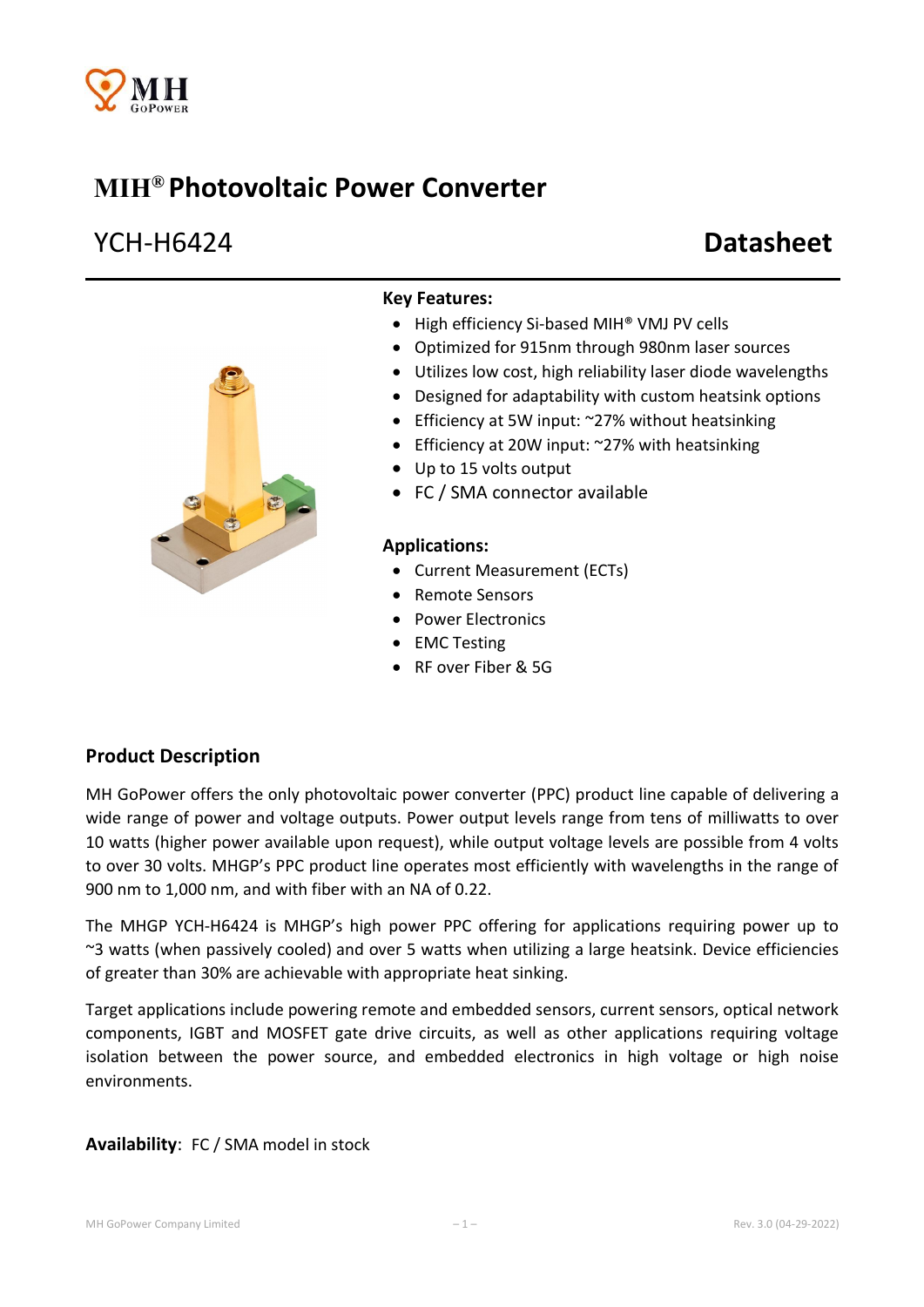# MIH® Photovoltaic Power Converter

## YCH-H6424 **Datasheet**

**Key Features:**

- High efficiency Si-based MIH® VMJ PV cells
- Optimized for 915nm through 980nm laser sources
- Utilizes low cost, high reliability laser diode wavelengths
- Designed for adaptability with custom heatsink options
- Efficiency at 5W input: ~27% without heatsinking
- Efficiency at 20W input: ~27% with heatsinking
- Up to 15 volts output
- FC / SMA connector available

**Applications:**

- Current Measurement (ECTs)
- Remote Sensors
- Power Electronics
- EMC Testing
- RF over Fiber & 5G

### Product Description

MH GoPower offers the only photovoltaic power converter (PPC) product line capable of delivering a wide range of power and voltage outputs. Power output levels range from tens of milliwatts to over 10 watts (higher power available upon request), while output voltage levels are possible from 4 volts to over 30 volts. MHGP's PPC product line operates most efficiently with wavelengths in the range of 900 nm to 1,000 nm, and with fiber with an NA of 0.22.

The MHGP YCH-H6424 is MHGP's high power PPC offering for applications requiring power up to ~3 watts (when passively cooled) and over 5 watts when utilizing a large heatsink. Device efficiencies of greater than 30% are achievable with appropriate heat sinking.

Target applications include powering remote and embedded sensors, current sensors, optical network components, IGBT and MOSFET gate drive circuits, as well as other applications requiring voltage isolation between the power source, and embedded electronics in high voltage or high noise environments.

**Availability**: FC / SMA model in stock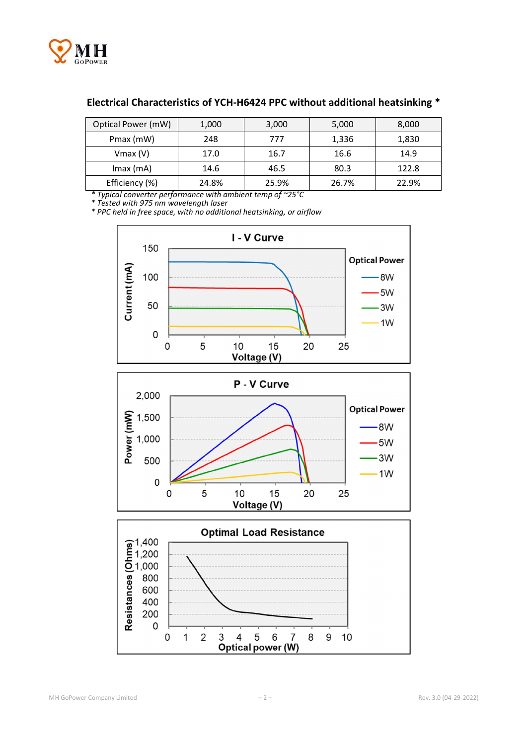## Electrical Characteristics of YCH-H6424 PPC without additional heatsinking *

| Optical Power (mW) | 1,000 | 3,000 | 5,000 | 8,000 |
|---|---|---|---|---|
| Pmax (mW) | 248 | 777 | 1,336 | 1,830 |
| Vmax (V) | 17.0 | 16.7 | 16.6 | 14.9 |
| Imax (mA) | 14.6 | 46.5 | 80.3 | 122.8 |
| Efficiency (%) | 24.8% | 25.9% | 26.7% | 22.9% |

*\* Typical converter performance with ambient temp of ~25°C*
*\* Tested with 975 nm wavelength laser*
*\* PPC held in free space, with no additional heatsinking, or airflow*

**I - V Curve**

Current (mA) vs. Voltage (V); Optical Power: 8W, 5W, 3W, 1W

**P - V Curve**

Power (mW) vs. Voltage (V); Optical Power: 8W, 5W, 3W, 1W

**Optimal Load Resistance**

Resistances (Ohms) vs. Optical power (W)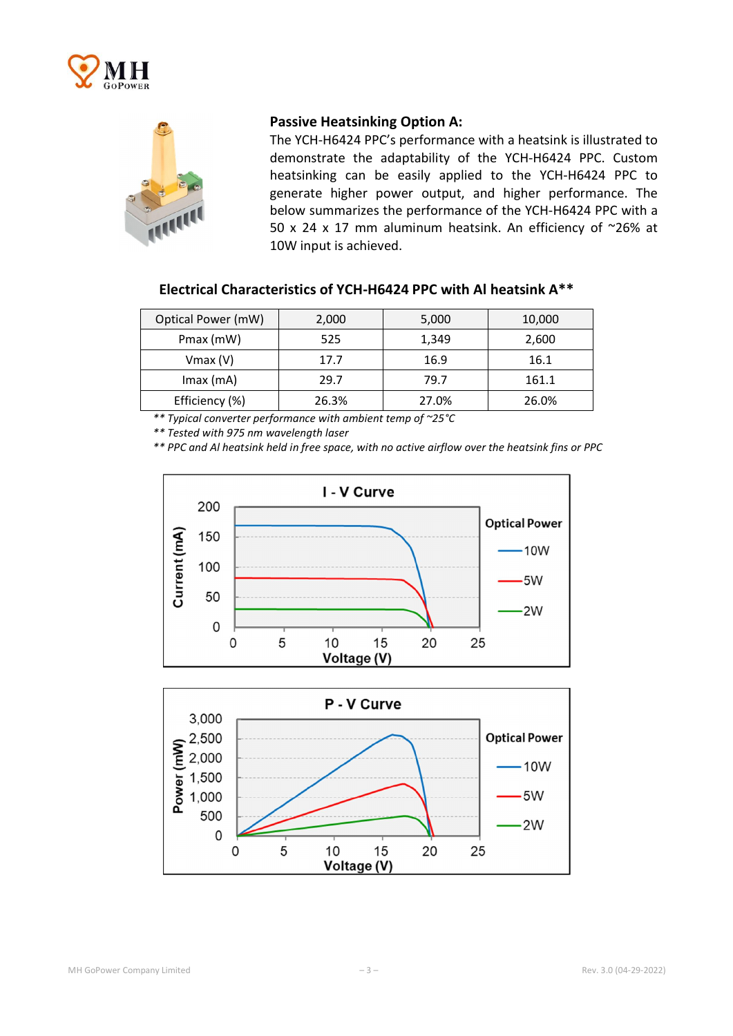### Passive Heatsinking Option A:

The YCH-H6424 PPC's performance with a heatsink is illustrated to demonstrate the adaptability of the YCH-H6424 PPC. Custom heatsinking can be easily applied to the YCH-H6424 PPC to generate higher power output, and higher performance. The below summarizes the performance of the YCH-H6424 PPC with a 50 x 24 x 17 mm aluminum heatsink. An efficiency of ~26% at 10W input is achieved.

#### Electrical Characteristics of YCH-H6424 PPC with Al heatsink A**

| Optical Power (mW) | 2,000 | 5,000 | 10,000 |
|---|---|---|---|
| Pmax (mW) | 525 | 1,349 | 2,600 |
| Vmax (V) | 17.7 | 16.9 | 16.1 |
| Imax (mA) | 29.7 | 79.7 | 161.1 |
| Efficiency (%) | 26.3% | 27.0% | 26.0% |

*** Typical converter performance with ambient temp of ~25°C*

*** Tested with 975 nm wavelength laser*

*** PPC and Al heatsink held in free space, with no active airflow over the heatsink fins or PPC*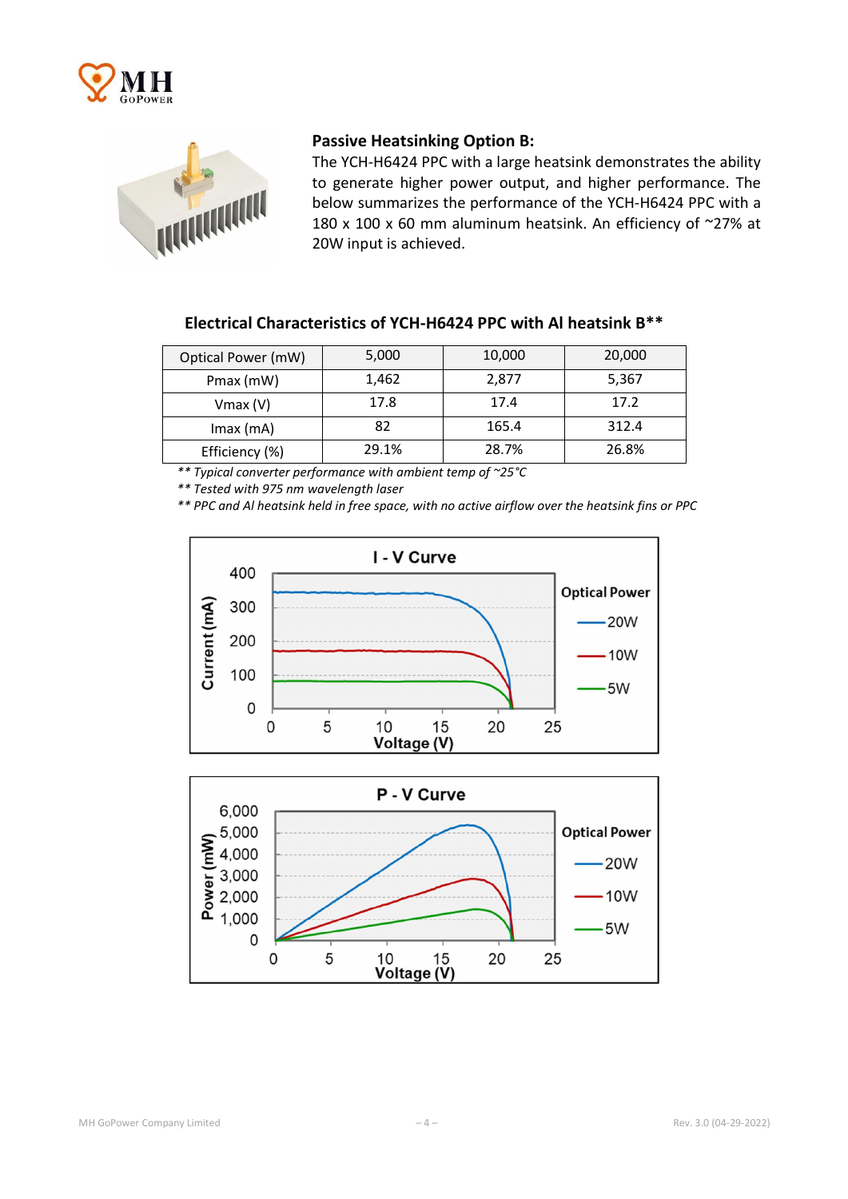**Passive Heatsinking Option B:**

The YCH-H6424 PPC with a large heatsink demonstrates the ability to generate higher power output, and higher performance. The below summarizes the performance of the YCH-H6424 PPC with a 180 x 100 x 60 mm aluminum heatsink. An efficiency of ~27% at 20W input is achieved.

**Electrical Characteristics of YCH-H6424 PPC with Al heatsink B****

| Optical Power (mW) | 5,000 | 10,000 | 20,000 |
|---|---|---|---|
| Pmax (mW) | 1,462 | 2,877 | 5,367 |
| Vmax (V) | 17.8 | 17.4 | 17.2 |
| Imax (mA) | 82 | 165.4 | 312.4 |
| Efficiency (%) | 29.1% | 28.7% | 26.8% |

*** Typical converter performance with ambient temp of ~25°C*

*** Tested with 975 nm wavelength laser*

*** PPC and Al heatsink held in free space, with no active airflow over the heatsink fins or PPC*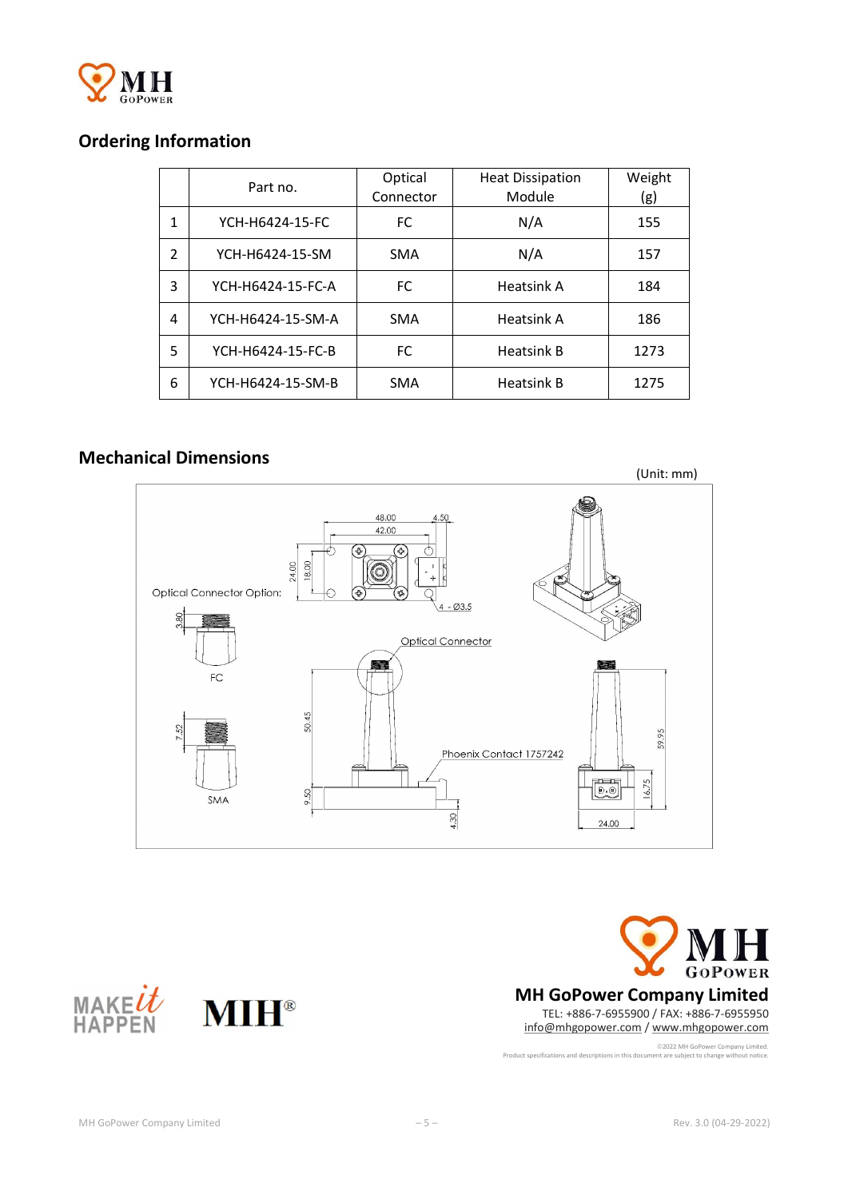## Ordering Information

| | Part no. | Optical Connector | Heat Dissipation Module | Weight (g) |
|---|---|---|---|---|
| 1 | YCH-H6424-15-FC | FC | N/A | 155 |
| 2 | YCH-H6424-15-SM | SMA | N/A | 157 |
| 3 | YCH-H6424-15-FC-A | FC | Heatsink A | 184 |
| 4 | YCH-H6424-15-SM-A | SMA | Heatsink A | 186 |
| 5 | YCH-H6424-15-FC-B | FC | Heatsink B | 1273 |
| 6 | YCH-H6424-15-SM-B | SMA | Heatsink B | 1275 |

## Mechanical Dimensions

(Unit: mm)

Optical Connector Option:

FC

3.80

SMA

7.52

48.00
42.00
4.50
24.00
18.00
4 - Ø3.5

Optical Connector

50.45

9.50

4.30

Phoenix Contact 1757242

59.95

16.75

24.00

**MH GoPower Company Limited**

TEL: +886-7-6955900 / FAX: +886-7-6955950

info@mhgopower.com / www.mhgopower.com

©2022 MH GoPower Company Limited.

Product specifications and descriptions in this document are subject to change without notice.